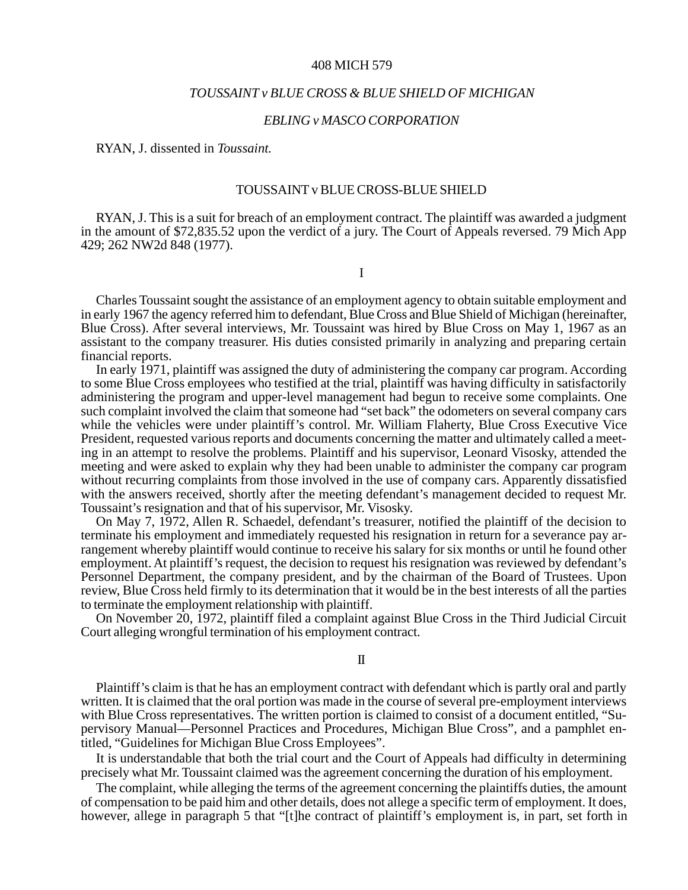408 MICH 579

*TOUSSAINT v BLUE CROSS & BLUE SHIELD OF MICHIGAN*

*EBLING v MASCO CORPORATION*

RYAN, J. dissented in *Toussaint.*

## TOUSSAINT v BLUE CROSS-BLUE SHIELD

RYAN, J. This is a suit for breach of an employment contract. The plaintiff was awarded a judgment in the amount of $72,835.52 upon the verdict of a jury. The Court of Appeals reversed. 79 Mich App 429; 262 NW2d 848 (1977).

### I

Charles Toussaint sought the assistance of an employment agency to obtain suitable employment and in early 1967 the agency referred him to defendant, Blue Cross and Blue Shield of Michigan (hereinafter, Blue Cross). After several interviews, Mr. Toussaint was hired by Blue Cross on May 1, 1967 as an assistant to the company treasurer. His duties consisted primarily in analyzing and preparing certain financial reports.

In early 1971, plaintiff was assigned the duty of administering the company car program. According to some Blue Cross employees who testified at the trial, plaintiff was having difficulty in satisfactorily administering the program and upper-level management had begun to receive some complaints. One such complaint involved the claim that someone had "set back" the odometers on several company cars while the vehicles were under plaintiff's control. Mr. William Flaherty, Blue Cross Executive Vice President, requested various reports and documents concerning the matter and ultimately called a meeting in an attempt to resolve the problems. Plaintiff and his supervisor, Leonard Visosky, attended the meeting and were asked to explain why they had been unable to administer the company car program without recurring complaints from those involved in the use of company cars. Apparently dissatisfied with the answers received, shortly after the meeting defendant's management decided to request Mr. Toussaint's resignation and that of his supervisor, Mr. Visosky.

On May 7, 1972, Allen R. Schaedel, defendant's treasurer, notified the plaintiff of the decision to terminate his employment and immediately requested his resignation in return for a severance pay arrangement whereby plaintiff would continue to receive his salary for six months or until he found other employment. At plaintiff's request, the decision to request his resignation was reviewed by defendant's Personnel Department, the company president, and by the chairman of the Board of Trustees. Upon review, Blue Cross held firmly to its determination that it would be in the best interests of all the parties to terminate the employment relationship with plaintiff.

On November 20, 1972, plaintiff filed a complaint against Blue Cross in the Third Judicial Circuit Court alleging wrongful termination of his employment contract.

### II

Plaintiff's claim is that he has an employment contract with defendant which is partly oral and partly written. It is claimed that the oral portion was made in the course of several pre-employment interviews with Blue Cross representatives. The written portion is claimed to consist of a document entitled, "Supervisory Manual—Personnel Practices and Procedures, Michigan Blue Cross", and a pamphlet entitled, "Guidelines for Michigan Blue Cross Employees".

It is understandable that both the trial court and the Court of Appeals had difficulty in determining precisely what Mr. Toussaint claimed was the agreement concerning the duration of his employment.

The complaint, while alleging the terms of the agreement concerning the plaintiffs duties, the amount of compensation to be paid him and other details, does not allege a specific term of employment. It does, however, allege in paragraph 5 that "[t]he contract of plaintiff's employment is, in part, set forth in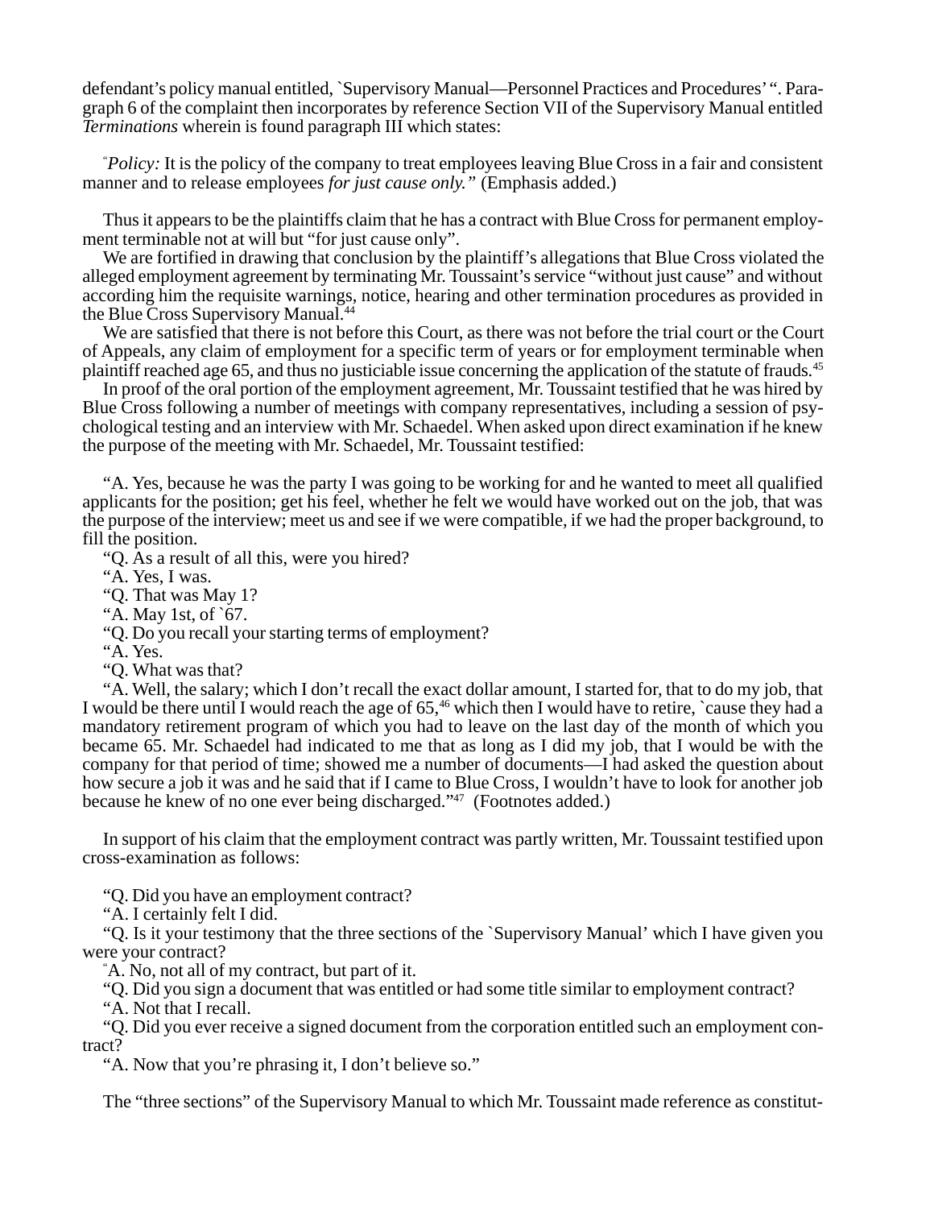defendant's policy manual entitled, `Supervisory Manual—Personnel Practices and Procedures' ". Paragraph 6 of the complaint then incorporates by reference Section VII of the Supervisory Manual entitled *Terminations* wherein is found paragraph III which states:

> "*Policy:* It is the policy of the company to treat employees leaving Blue Cross in a fair and consistent manner and to release employees *for just cause only."* (Emphasis added.)

Thus it appears to be the plaintiffs claim that he has a contract with Blue Cross for permanent employment terminable not at will but "for just cause only".

We are fortified in drawing that conclusion by the plaintiff's allegations that Blue Cross violated the alleged employment agreement by terminating Mr. Toussaint's service "without just cause" and without according him the requisite warnings, notice, hearing and other termination procedures as provided in the Blue Cross Supervisory Manual.[44]

We are satisfied that there is not before this Court, as there was not before the trial court or the Court of Appeals, any claim of employment for a specific term of years or for employment terminable when plaintiff reached age 65, and thus no justiciable issue concerning the application of the statute of frauds.[45]

In proof of the oral portion of the employment agreement, Mr. Toussaint testified that he was hired by Blue Cross following a number of meetings with company representatives, including a session of psychological testing and an interview with Mr. Schaedel. When asked upon direct examination if he knew the purpose of the meeting with Mr. Schaedel, Mr. Toussaint testified:

> "A. Yes, because he was the party I was going to be working for and he wanted to meet all qualified applicants for the position; get his feel, whether he felt we would have worked out on the job, that was the purpose of the interview; meet us and see if we were compatible, if we had the proper background, to fill the position.
>
> "Q. As a result of all this, were you hired?
>
> "A. Yes, I was.
>
> "Q. That was May 1?
>
> "A. May 1st, of `67.
>
> "Q. Do you recall your starting terms of employment?
>
> "A. Yes.
>
> "Q. What was that?
>
> "A. Well, the salary; which I don't recall the exact dollar amount, I started for, that to do my job, that I would be there until I would reach the age of 65,[46] which then I would have to retire, `cause they had a mandatory retirement program of which you had to leave on the last day of the month of which you became 65. Mr. Schaedel had indicated to me that as long as I did my job, that I would be with the company for that period of time; showed me a number of documents—I had asked the question about how secure a job it was and he said that if I came to Blue Cross, I wouldn't have to look for another job because he knew of no one ever being discharged."[47] (Footnotes added.)

In support of his claim that the employment contract was partly written, Mr. Toussaint testified upon cross-examination as follows:

> "Q. Did you have an employment contract?
>
> "A. I certainly felt I did.
>
> "Q. Is it your testimony that the three sections of the `Supervisory Manual' which I have given you were your contract?
>
> "A. No, not all of my contract, but part of it.
>
> "Q. Did you sign a document that was entitled or had some title similar to employment contract?
>
> "A. Not that I recall.
>
> "Q. Did you ever receive a signed document from the corporation entitled such an employment contract?
>
> "A. Now that you're phrasing it, I don't believe so."

The "three sections" of the Supervisory Manual to which Mr. Toussaint made reference as constitut-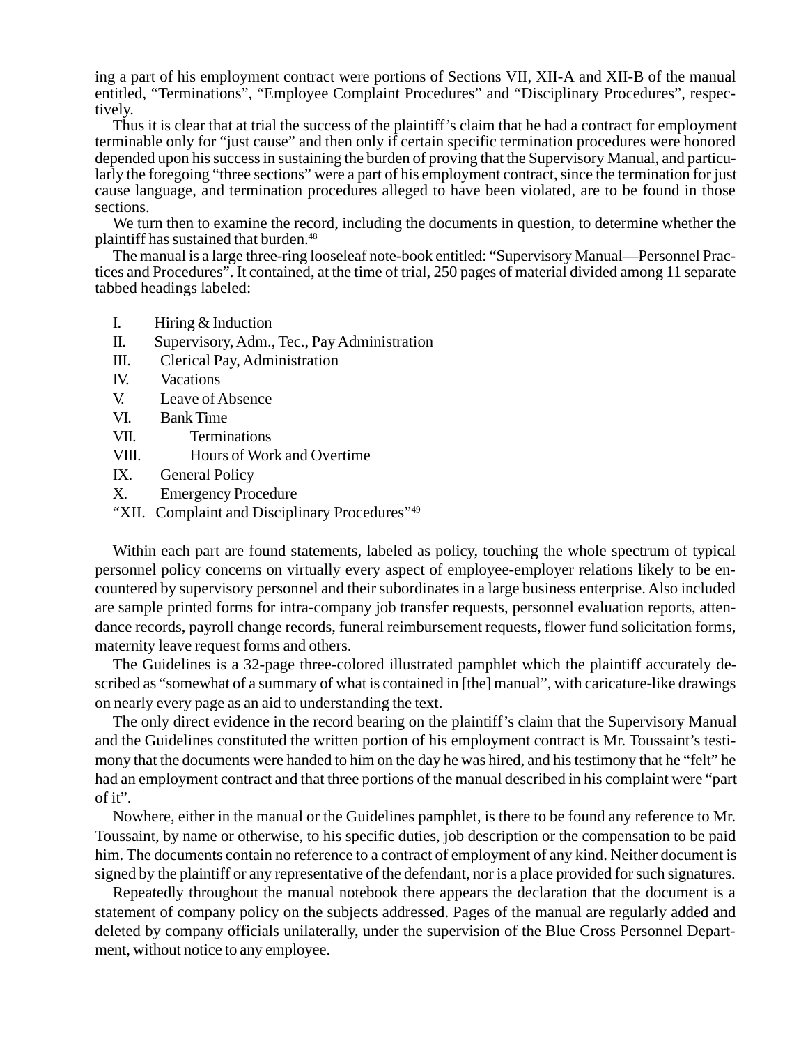ing a part of his employment contract were portions of Sections VII, XII-A and XII-B of the manual entitled, "Terminations", "Employee Complaint Procedures" and "Disciplinary Procedures", respectively.

Thus it is clear that at trial the success of the plaintiff's claim that he had a contract for employment terminable only for "just cause" and then only if certain specific termination procedures were honored depended upon his success in sustaining the burden of proving that the Supervisory Manual, and particularly the foregoing "three sections" were a part of his employment contract, since the termination for just cause language, and termination procedures alleged to have been violated, are to be found in those sections.

We turn then to examine the record, including the documents in question, to determine whether the plaintiff has sustained that burden.[48]

The manual is a large three-ring looseleaf note-book entitled: "Supervisory Manual—Personnel Practices and Procedures". It contained, at the time of trial, 250 pages of material divided among 11 separate tabbed headings labeled:

- I. Hiring & Induction
- II. Supervisory, Adm., Tec., Pay Administration
- III. Clerical Pay, Administration
- IV. Vacations
- V. Leave of Absence
- VI. Bank Time
- VII. Terminations
- VIII. Hours of Work and Overtime
- IX. General Policy
- X. Emergency Procedure
- "XII. Complaint and Disciplinary Procedures"[49]

Within each part are found statements, labeled as policy, touching the whole spectrum of typical personnel policy concerns on virtually every aspect of employee-employer relations likely to be encountered by supervisory personnel and their subordinates in a large business enterprise. Also included are sample printed forms for intra-company job transfer requests, personnel evaluation reports, attendance records, payroll change records, funeral reimbursement requests, flower fund solicitation forms, maternity leave request forms and others.

The Guidelines is a 32-page three-colored illustrated pamphlet which the plaintiff accurately described as "somewhat of a summary of what is contained in [the] manual", with caricature-like drawings on nearly every page as an aid to understanding the text.

The only direct evidence in the record bearing on the plaintiff's claim that the Supervisory Manual and the Guidelines constituted the written portion of his employment contract is Mr. Toussaint's testimony that the documents were handed to him on the day he was hired, and his testimony that he "felt" he had an employment contract and that three portions of the manual described in his complaint were "part of it".

Nowhere, either in the manual or the Guidelines pamphlet, is there to be found any reference to Mr. Toussaint, by name or otherwise, to his specific duties, job description or the compensation to be paid him. The documents contain no reference to a contract of employment of any kind. Neither document is signed by the plaintiff or any representative of the defendant, nor is a place provided for such signatures.

Repeatedly throughout the manual notebook there appears the declaration that the document is a statement of company policy on the subjects addressed. Pages of the manual are regularly added and deleted by company officials unilaterally, under the supervision of the Blue Cross Personnel Department, without notice to any employee.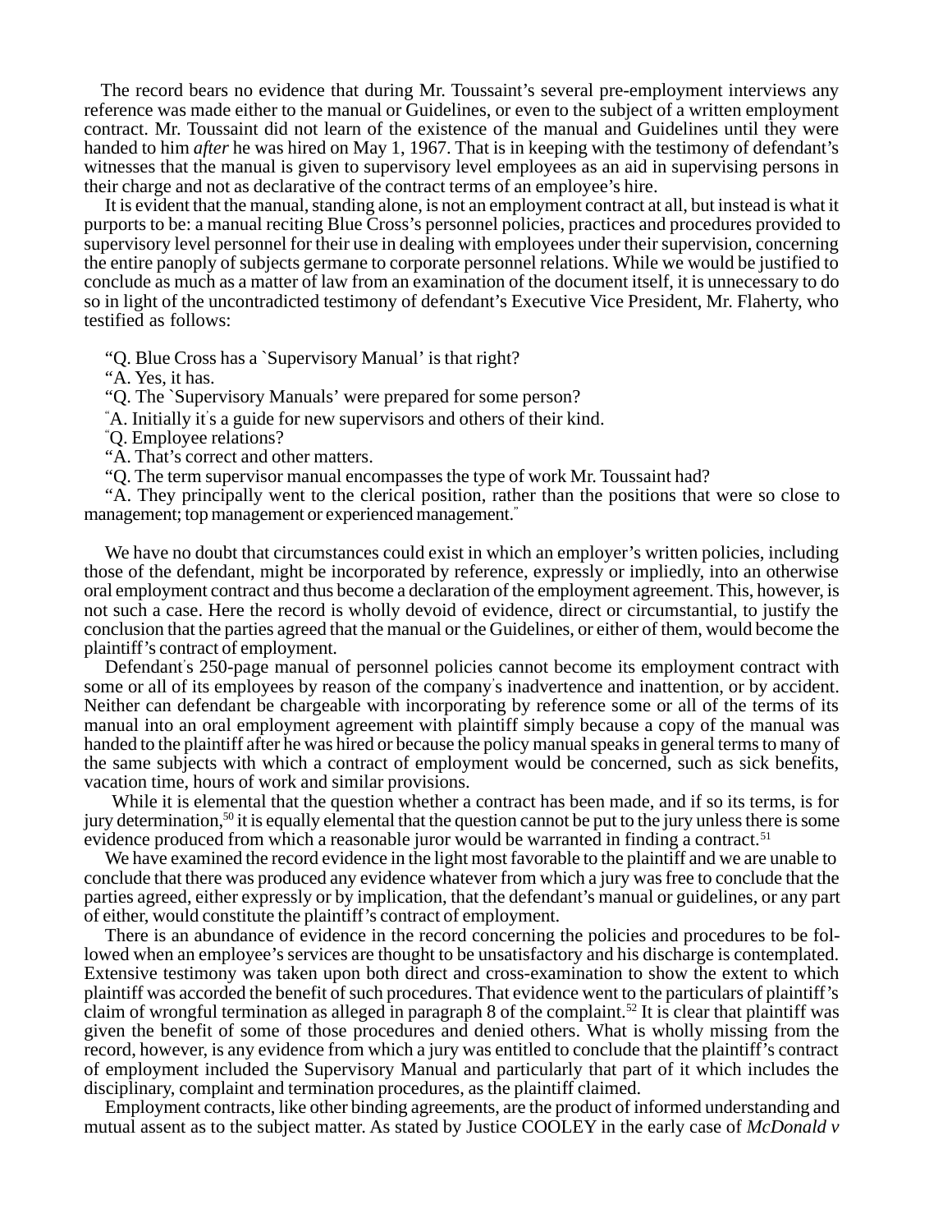The record bears no evidence that during Mr. Toussaint's several pre-employment interviews any reference was made either to the manual or Guidelines, or even to the subject of a written employment contract. Mr. Toussaint did not learn of the existence of the manual and Guidelines until they were handed to him *after* he was hired on May 1, 1967. That is in keeping with the testimony of defendant's witnesses that the manual is given to supervisory level employees as an aid in supervising persons in their charge and not as declarative of the contract terms of an employee's hire.

It is evident that the manual, standing alone, is not an employment contract at all, but instead is what it purports to be: a manual reciting Blue Cross's personnel policies, practices and procedures provided to supervisory level personnel for their use in dealing with employees under their supervision, concerning the entire panoply of subjects germane to corporate personnel relations. While we would be justified to conclude as much as a matter of law from an examination of the document itself, it is unnecessary to do so in light of the uncontradicted testimony of defendant's Executive Vice President, Mr. Flaherty, who testified as follows:

"Q. Blue Cross has a `Supervisory Manual' is that right?

"A. Yes, it has.

"Q. The `Supervisory Manuals' were prepared for some person?

"A. Initially it's a guide for new supervisors and others of their kind.

"Q. Employee relations?

"A. That's correct and other matters.

"Q. The term supervisor manual encompasses the type of work Mr. Toussaint had?

"A. They principally went to the clerical position, rather than the positions that were so close to management; top management or experienced management."

We have no doubt that circumstances could exist in which an employer's written policies, including those of the defendant, might be incorporated by reference, expressly or impliedly, into an otherwise oral employment contract and thus become a declaration of the employment agreement. This, however, is not such a case. Here the record is wholly devoid of evidence, direct or circumstantial, to justify the conclusion that the parties agreed that the manual or the Guidelines, or either of them, would become the plaintiff's contract of employment.

Defendant's 250-page manual of personnel policies cannot become its employment contract with some or all of its employees by reason of the company's inadvertence and inattention, or by accident. Neither can defendant be chargeable with incorporating by reference some or all of the terms of its manual into an oral employment agreement with plaintiff simply because a copy of the manual was handed to the plaintiff after he was hired or because the policy manual speaks in general terms to many of the same subjects with which a contract of employment would be concerned, such as sick benefits, vacation time, hours of work and similar provisions.

While it is elemental that the question whether a contract has been made, and if so its terms, is for jury determination,[50] it is equally elemental that the question cannot be put to the jury unless there is some evidence produced from which a reasonable juror would be warranted in finding a contract.[51]

We have examined the record evidence in the light most favorable to the plaintiff and we are unable to conclude that there was produced any evidence whatever from which a jury was free to conclude that the parties agreed, either expressly or by implication, that the defendant's manual or guidelines, or any part of either, would constitute the plaintiff's contract of employment.

There is an abundance of evidence in the record concerning the policies and procedures to be followed when an employee's services are thought to be unsatisfactory and his discharge is contemplated. Extensive testimony was taken upon both direct and cross-examination to show the extent to which plaintiff was accorded the benefit of such procedures. That evidence went to the particulars of plaintiff's claim of wrongful termination as alleged in paragraph 8 of the complaint.[52] It is clear that plaintiff was given the benefit of some of those procedures and denied others. What is wholly missing from the record, however, is any evidence from which a jury was entitled to conclude that the plaintiff's contract of employment included the Supervisory Manual and particularly that part of it which includes the disciplinary, complaint and termination procedures, as the plaintiff claimed.

Employment contracts, like other binding agreements, are the product of informed understanding and mutual assent as to the subject matter. As stated by Justice COOLEY in the early case of *McDonald v*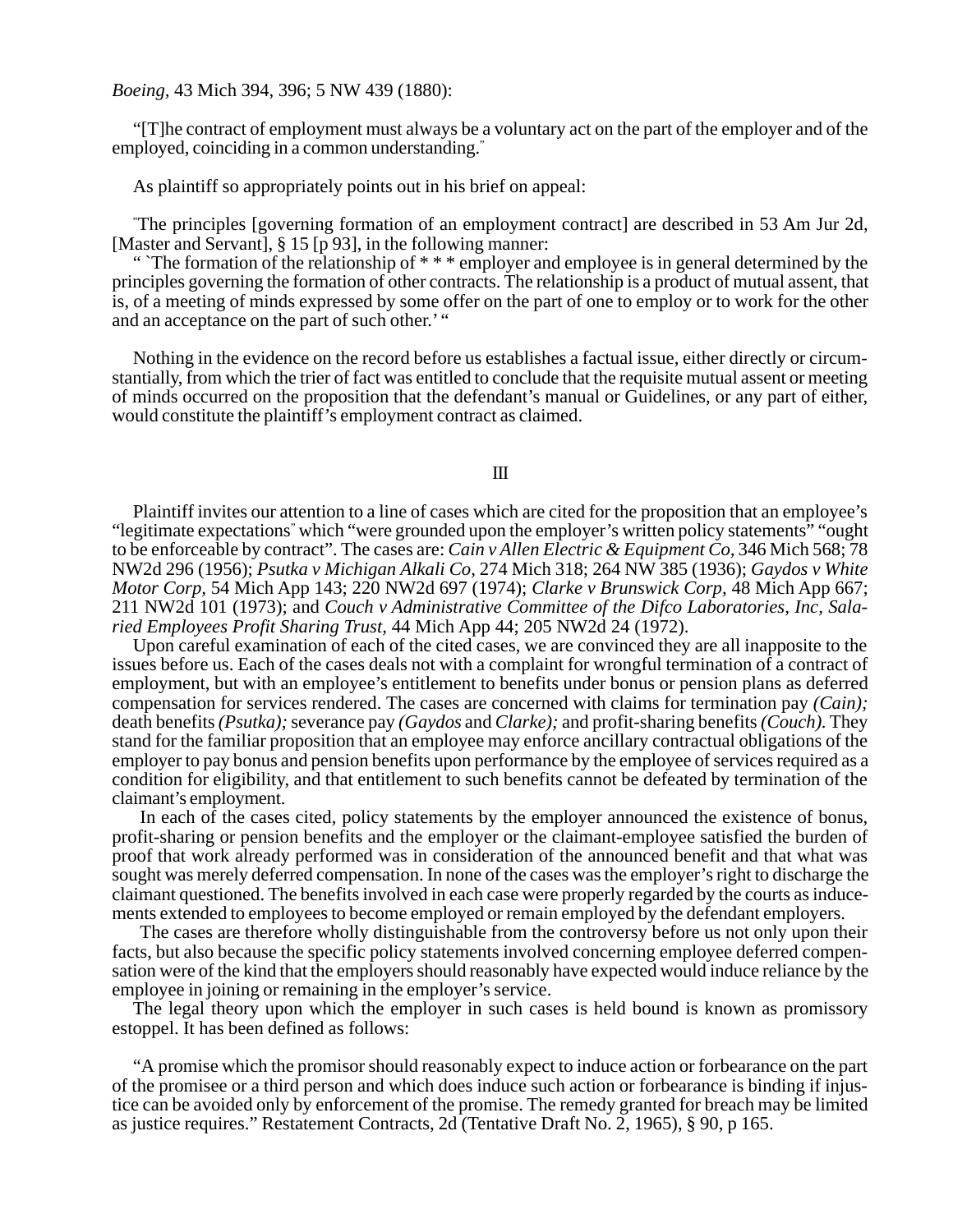*Boeing,* 43 Mich 394, 396; 5 NW 439 (1880):

> "[T]he contract of employment must always be a voluntary act on the part of the employer and of the employed, coinciding in a common understanding."

As plaintiff so appropriately points out in his brief on appeal:

> "The principles [governing formation of an employment contract] are described in 53 Am Jur 2d, [Master and Servant], § 15 [p 93], in the following manner:
>
> " 'The formation of the relationship of * * * employer and employee is in general determined by the principles governing the formation of other contracts. The relationship is a product of mutual assent, that is, of a meeting of minds expressed by some offer on the part of one to employ or to work for the other and an acceptance on the part of such other.' "

Nothing in the evidence on the record before us establishes a factual issue, either directly or circumstantially, from which the trier of fact was entitled to conclude that the requisite mutual assent or meeting of minds occurred on the proposition that the defendant's manual or Guidelines, or any part of either, would constitute the plaintiff's employment contract as claimed.

## III

Plaintiff invites our attention to a line of cases which are cited for the proposition that an employee's "legitimate expectations" which "were grounded upon the employer's written policy statements" "ought to be enforceable by contract". The cases are: *Cain v Allen Electric & Equipment Co,* 346 Mich 568; 78 NW2d 296 (1956); *Psutka v Michigan Alkali Co,* 274 Mich 318; 264 NW 385 (1936); *Gaydos v White Motor Corp,* 54 Mich App 143; 220 NW2d 697 (1974); *Clarke v Brunswick Corp,* 48 Mich App 667; 211 NW2d 101 (1973); and *Couch v Administrative Committee of the Difco Laboratories, Inc, Salaried Employees Profit Sharing Trust,* 44 Mich App 44; 205 NW2d 24 (1972).

Upon careful examination of each of the cited cases, we are convinced they are all inapposite to the issues before us. Each of the cases deals not with a complaint for wrongful termination of a contract of employment, but with an employee's entitlement to benefits under bonus or pension plans as deferred compensation for services rendered. The cases are concerned with claims for termination pay *(Cain);* death benefits *(Psutka);* severance pay *(Gaydos* and *Clarke);* and profit-sharing benefits *(Couch).* They stand for the familiar proposition that an employee may enforce ancillary contractual obligations of the employer to pay bonus and pension benefits upon performance by the employee of services required as a condition for eligibility, and that entitlement to such benefits cannot be defeated by termination of the claimant's employment.

In each of the cases cited, policy statements by the employer announced the existence of bonus, profit-sharing or pension benefits and the employer or the claimant-employee satisfied the burden of proof that work already performed was in consideration of the announced benefit and that what was sought was merely deferred compensation. In none of the cases was the employer's right to discharge the claimant questioned. The benefits involved in each case were properly regarded by the courts as inducements extended to employees to become employed or remain employed by the defendant employers.

The cases are therefore wholly distinguishable from the controversy before us not only upon their facts, but also because the specific policy statements involved concerning employee deferred compensation were of the kind that the employers should reasonably have expected would induce reliance by the employee in joining or remaining in the employer's service.

The legal theory upon which the employer in such cases is held bound is known as promissory estoppel. It has been defined as follows:

> "A promise which the promisor should reasonably expect to induce action or forbearance on the part of the promisee or a third person and which does induce such action or forbearance is binding if injustice can be avoided only by enforcement of the promise. The remedy granted for breach may be limited as justice requires." Restatement Contracts, 2d (Tentative Draft No. 2, 1965), § 90, p 165.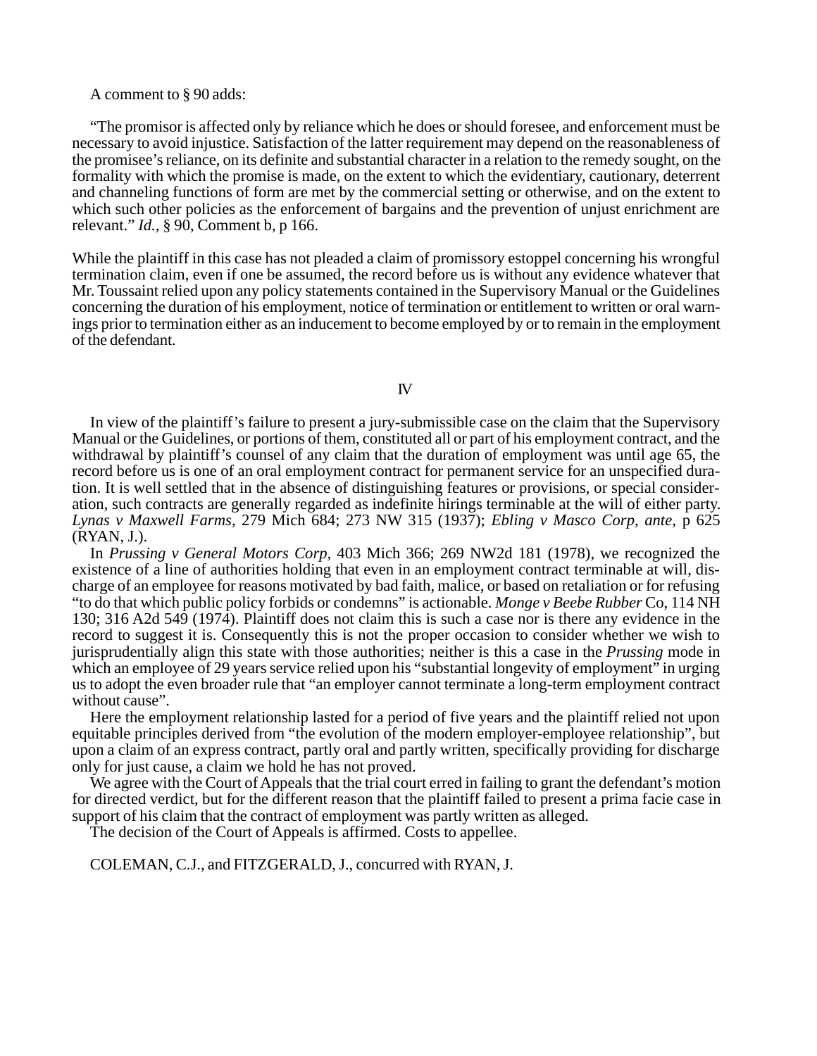A comment to § 90 adds:

"The promisor is affected only by reliance which he does or should foresee, and enforcement must be necessary to avoid injustice. Satisfaction of the latter requirement may depend on the reasonableness of the promisee's reliance, on its definite and substantial character in a relation to the remedy sought, on the formality with which the promise is made, on the extent to which the evidentiary, cautionary, deterrent and channeling functions of form are met by the commercial setting or otherwise, and on the extent to which such other policies as the enforcement of bargains and the prevention of unjust enrichment are relevant." *Id.,* § 90, Comment b, p 166.

While the plaintiff in this case has not pleaded a claim of promissory estoppel concerning his wrongful termination claim, even if one be assumed, the record before us is without any evidence whatever that Mr. Toussaint relied upon any policy statements contained in the Supervisory Manual or the Guidelines concerning the duration of his employment, notice of termination or entitlement to written or oral warnings prior to termination either as an inducement to become employed by or to remain in the employment of the defendant.

## IV

In view of the plaintiff's failure to present a jury-submissible case on the claim that the Supervisory Manual or the Guidelines, or portions of them, constituted all or part of his employment contract, and the withdrawal by plaintiff's counsel of any claim that the duration of employment was until age 65, the record before us is one of an oral employment contract for permanent service for an unspecified duration. It is well settled that in the absence of distinguishing features or provisions, or special consideration, such contracts are generally regarded as indefinite hirings terminable at the will of either party. *Lynas v Maxwell Farms,* 279 Mich 684; 273 NW 315 (1937); *Ebling v Masco Corp, ante,* p 625 (RYAN, J.).

In *Prussing v General Motors Corp,* 403 Mich 366; 269 NW2d 181 (1978), we recognized the existence of a line of authorities holding that even in an employment contract terminable at will, discharge of an employee for reasons motivated by bad faith, malice, or based on retaliation or for refusing "to do that which public policy forbids or condemns" is actionable. *Monge v Beebe Rubber* Co, 114 NH 130; 316 A2d 549 (1974). Plaintiff does not claim this is such a case nor is there any evidence in the record to suggest it is. Consequently this is not the proper occasion to consider whether we wish to jurisprudentially align this state with those authorities; neither is this a case in the *Prussing* mode in which an employee of 29 years service relied upon his "substantial longevity of employment" in urging us to adopt the even broader rule that "an employer cannot terminate a long-term employment contract without cause".

Here the employment relationship lasted for a period of five years and the plaintiff relied not upon equitable principles derived from "the evolution of the modern employer-employee relationship", but upon a claim of an express contract, partly oral and partly written, specifically providing for discharge only for just cause, a claim we hold he has not proved.

We agree with the Court of Appeals that the trial court erred in failing to grant the defendant's motion for directed verdict, but for the different reason that the plaintiff failed to present a prima facie case in support of his claim that the contract of employment was partly written as alleged.

The decision of the Court of Appeals is affirmed. Costs to appellee.

COLEMAN, C.J., and FITZGERALD, J., concurred with RYAN, J.